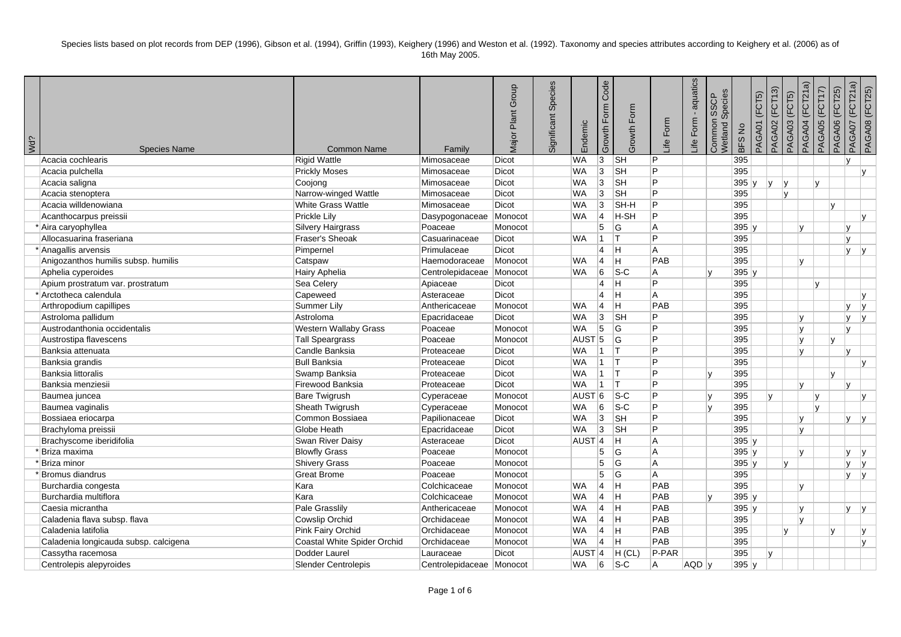Species lists based on plot records from DEP (1996), Gibson et al. (1994), Griffin (1993), Keighery (1996) and Weston et al. (1992). Taxonomy and species attributes according to Keighery et al. (2006) as of 16th May 2005.

| Wd? | Species Name | Common Name | Family | Major Plant Group | Significant Species | Endemic | Growth Form Code | Growth Form | Life Form | Life Form - aquatics | Common SSCP Wetland Species | BFS No | PAGA01 (FCT5) | PAGA02 (FCT13) | PAGA03 (FCT5) | PAGA04 (FCT21a) | PAGA05 (FCT17) | PAGA06 (FCT25) | PAGA07 (FCT21a) | PAGA08 (FCT25) |
|---|---|---|---|---|---|---|---|---|---|---|---|---|---|---|---|---|---|---|---|---|
| | Acacia cochlearis | Rigid Wattle | Mimosaceae | Dicot | | WA | 3 | SH | P | | | 395 | | | | | | | y | |
| | Acacia pulchella | Prickly Moses | Mimosaceae | Dicot | | WA | 3 | SH | P | | | 395 | | | | | | | | y |
| | Acacia saligna | Coojong | Mimosaceae | Dicot | | WA | 3 | SH | P | | | 395 | y | y | y | | y | | | |
| | Acacia stenoptera | Narrow-winged Wattle | Mimosaceae | Dicot | | WA | 3 | SH | P | | | 395 | | | y | | | | | |
| | Acacia willdenowiana | White Grass Wattle | Mimosaceae | Dicot | | WA | 3 | SH-H | P | | | 395 | | | | | | y | | |
| | Acanthocarpus preissii | Prickle Lily | Dasypogonaceae | Monocot | | WA | 4 | H-SH | P | | | 395 | | | | | | | | y |
| * | Aira caryophyllea | Silvery Hairgrass | Poaceae | Monocot | | | 5 | G | A | | | 395 | y | | | y | | | y | |
| | Allocasuarina fraseriana | Fraser's Sheoak | Casuarinaceae | Dicot | | WA | 1 | T | P | | | 395 | | | | | | | y | |
| * | Anagallis arvensis | Pimpernel | Primulaceae | Dicot | | | 4 | H | A | | | 395 | | | | | | | y | y |
| | Anigozanthos humilis subsp. humilis | Catspaw | Haemodoraceae | Monocot | | WA | 4 | H | PAB | | | 395 | | | | y | | | | |
| | Aphelia cyperoides | Hairy Aphelia | Centrolepidaceae | Monocot | | WA | 6 | S-C | A | | y | 395 | y | | | | | | | |
| | Apium prostratum var. prostratum | Sea Celery | Apiaceae | Dicot | | | 4 | H | P | | | 395 | | | | | y | | | |
| * | Arctotheca calendula | Capeweed | Asteraceae | Dicot | | | 4 | H | A | | | 395 | | | | | | | | y |
| | Arthropodium capillipes | Summer Lily | Anthericaceae | Monocot | | WA | 4 | H | PAB | | | 395 | | | | | | | y | y |
| | Astroloma pallidum | Astroloma | Epacridaceae | Dicot | | WA | 3 | SH | P | | | 395 | | | | y | | | y | y |
| | Austrodanthonia occidentalis | Western Wallaby Grass | Poaceae | Monocot | | WA | 5 | G | P | | | 395 | | | | y | | | y | |
| | Austrostipa flavescens | Tall Speargrass | Poaceae | Monocot | | AUST | 5 | G | P | | | 395 | | | | y | | y | | |
| | Banksia attenuata | Candle Banksia | Proteaceae | Dicot | | WA | 1 | T | P | | | 395 | | | | y | | | y | |
| | Banksia grandis | Bull Banksia | Proteaceae | Dicot | | WA | 1 | T | P | | | 395 | | | | | | | | y |
| | Banksia littoralis | Swamp Banksia | Proteaceae | Dicot | | WA | 1 | T | P | | y | 395 | | | | | | y | | |
| | Banksia menziesii | Firewood Banksia | Proteaceae | Dicot | | WA | 1 | T | P | | | 395 | | | | y | | | y | |
| | Baumea juncea | Bare Twigrush | Cyperaceae | Monocot | | AUST | 6 | S-C | P | | y | 395 | | y | | | y | | | y |
| | Baumea vaginalis | Sheath Twigrush | Cyperaceae | Monocot | | WA | 6 | S-C | P | | y | 395 | | | | | y | | | |
| | Bossiaea eriocarpa | Common Bossiaea | Papilionaceae | Dicot | | WA | 3 | SH | P | | | 395 | | | | y | | | y | y |
| | Brachyloma preissii | Globe Heath | Epacridaceae | Dicot | | WA | 3 | SH | P | | | 395 | | | | y | | | | |
| | Brachyscome iberidifolia | Swan River Daisy | Asteraceae | Dicot | | AUST | 4 | H | A | | | 395 | y | | | | | | | |
| * | Briza maxima | Blowfly Grass | Poaceae | Monocot | | | 5 | G | A | | | 395 | y | | | y | | | y | y |
| * | Briza minor | Shivery Grass | Poaceae | Monocot | | | 5 | G | A | | | 395 | y | | y | | | | y | y |
| * | Bromus diandrus | Great Brome | Poaceae | Monocot | | | 5 | G | A | | | 395 | | | | | | | y | y |
| | Burchardia congesta | Kara | Colchicaceae | Monocot | | WA | 4 | H | PAB | | | 395 | | | | y | | | | |
| | Burchardia multiflora | Kara | Colchicaceae | Monocot | | WA | 4 | H | PAB | | y | 395 | y | | | | | | | |
| | Caesia micrantha | Pale Grasslily | Anthericaceae | Monocot | | WA | 4 | H | PAB | | | 395 | y | | | y | | | y | y |
| | Caladenia flava subsp. flava | Cowslip Orchid | Orchidaceae | Monocot | | WA | 4 | H | PAB | | | 395 | | | | y | | | | |
| | Caladenia latifolia | Pink Fairy Orchid | Orchidaceae | Monocot | | WA | 4 | H | PAB | | | 395 | | | y | | | y | | y |
| | Caladenia longicauda subsp. calcigena | Coastal White Spider Orchid | Orchidaceae | Monocot | | WA | 4 | H | PAB | | | 395 | | | | | | | | y |
| | Cassytha racemosa | Dodder Laurel | Lauraceae | Dicot | | AUST | 4 | H (CL) | P-PAR | | | 395 | | y | | | | | | |
| | Centrolepis alepyroides | Slender Centrolepis | Centrolepidaceae | Monocot | | WA | 6 | S-C | A | AQD | y | 395 | y | | | | | | | |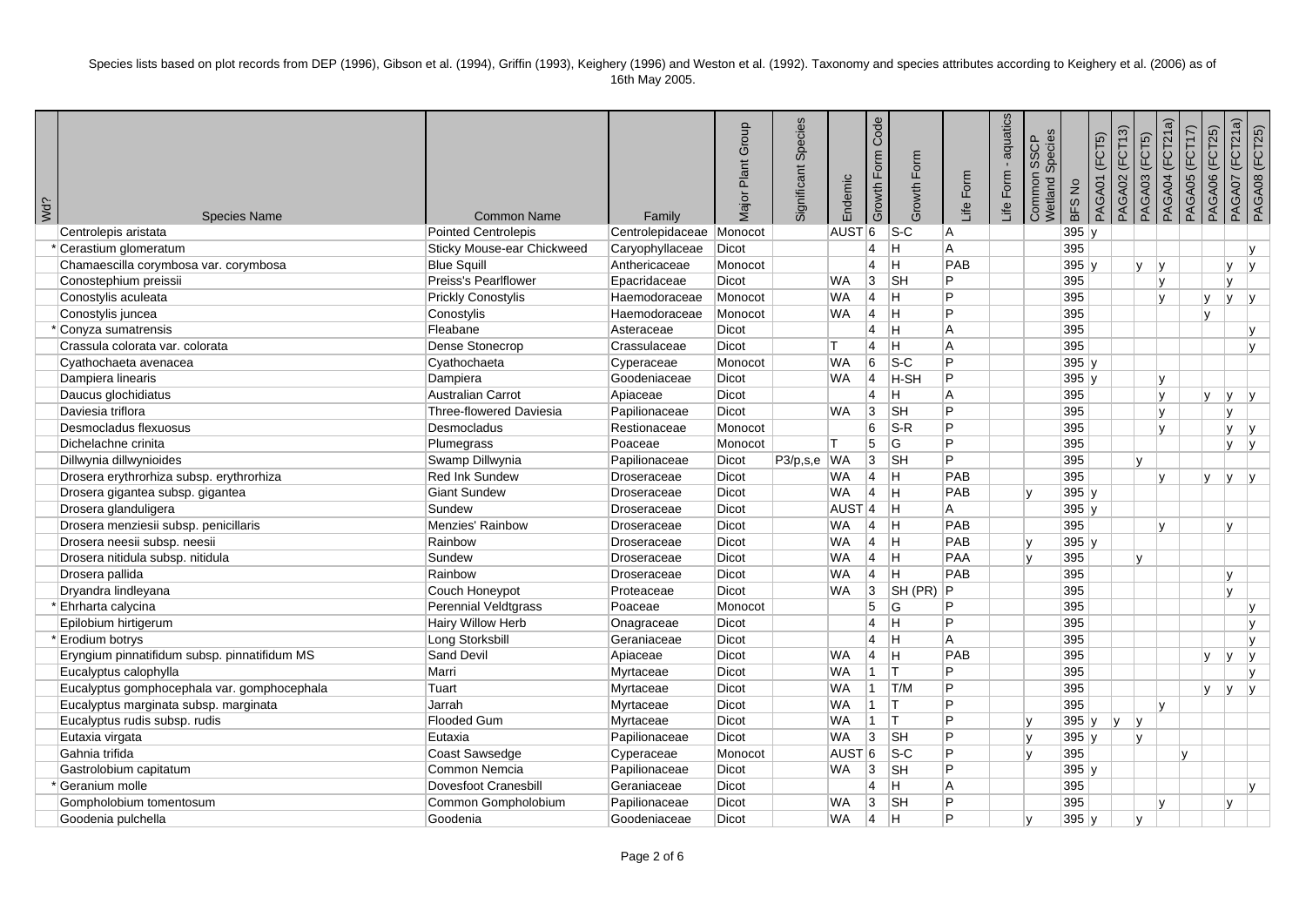Species lists based on plot records from DEP (1996), Gibson et al. (1994), Griffin (1993), Keighery (1996) and Weston et al. (1992). Taxonomy and species attributes according to Keighery et al. (2006) as of 16th May 2005.

| Wd? | Species Name | Common Name | Family | Major Plant Group | Significant Species | Endemic | Growth Form Code | Growth Form | Life Form | Life Form - aquatics | Common SSCP Wetland Species | BFS No | PAGA01 (FCT5) | PAGA02 (FCT13) | PAGA03 (FCT5) | PAGA04 (FCT21a) | PAGA05 (FCT17) | PAGA06 (FCT25) | PAGA07 (FCT21a) | PAGA08 (FCT25) |
|---|---|---|---|---|---|---|---|---|---|---|---|---|---|---|---|---|---|---|---|---|
| | Centrolepis aristata | Pointed Centrolepis | Centrolepidaceae | Monocot | | AUST | 6 | S-C | A | | | 395 | y | | | | | | | |
| * | Cerastium glomeratum | Sticky Mouse-ear Chickweed | Caryophyllaceae | Dicot | | | 4 | H | A | | | 395 | | | | | | | | y |
| | Chamaescilla corymbosa var. corymbosa | Blue Squill | Anthericaceae | Monocot | | | 4 | H | PAB | | | 395 | y | | y | y | | | y | y |
| | Conostephium preissii | Preiss's Pearlflower | Epacridaceae | Dicot | | WA | 3 | SH | P | | | 395 | | | | y | | | y | |
| | Conostylis aculeata | Prickly Conostylis | Haemodoraceae | Monocot | | WA | 4 | H | P | | | 395 | | | | y | | y | y | y |
| | Conostylis juncea | Conostylis | Haemodoraceae | Monocot | | WA | 4 | H | P | | | 395 | | | | | | y | | |
| * | Conyza sumatrensis | Fleabane | Asteraceae | Dicot | | | 4 | H | A | | | 395 | | | | | | | | y |
| | Crassula colorata var. colorata | Dense Stonecrop | Crassulaceae | Dicot | | T | 4 | H | A | | | 395 | | | | | | | | y |
| | Cyathochaeta avenacea | Cyathochaeta | Cyperaceae | Monocot | | WA | 6 | S-C | P | | | 395 | y | | | | | | | |
| | Dampiera linearis | Dampiera | Goodeniaceae | Dicot | | WA | 4 | H-SH | P | | | 395 | y | | | y | | | | |
| | Daucus glochidiatus | Australian Carrot | Apiaceae | Dicot | | | 4 | H | A | | | 395 | | | | y | | y | y | y |
| | Daviesia triflora | Three-flowered Daviesia | Papilionaceae | Dicot | | WA | 3 | SH | P | | | 395 | | | | y | | | y | |
| | Desmocladus flexuosus | Desmocladus | Restionaceae | Monocot | | | 6 | S-R | P | | | 395 | | | | y | | | y | y |
| | Dichelachne crinita | Plumegrass | Poaceae | Monocot | | T | 5 | G | P | | | 395 | | | | | | | y | y |
| | Dillwynia dillwynioides | Swamp Dillwynia | Papilionaceae | Dicot | P3/p,s,e | WA | 3 | SH | P | | | 395 | | | y | | | | | |
| | Drosera erythrorhiza subsp. erythrorhiza | Red Ink Sundew | Droseraceae | Dicot | | WA | 4 | H | PAB | | | 395 | | | | y | | y | y | y |
| | Drosera gigantea subsp. gigantea | Giant Sundew | Droseraceae | Dicot | | WA | 4 | H | PAB | | y | 395 | y | | | | | | | |
| | Drosera glanduligera | Sundew | Droseraceae | Dicot | | AUST | 4 | H | A | | | 395 | y | | | | | | | |
| | Drosera menziesii subsp. penicillaris | Menzies' Rainbow | Droseraceae | Dicot | | WA | 4 | H | PAB | | | 395 | | | | y | | | y | |
| | Drosera neesii subsp. neesii | Rainbow | Droseraceae | Dicot | | WA | 4 | H | PAB | | y | 395 | y | | | | | | | |
| | Drosera nitidula subsp. nitidula | Sundew | Droseraceae | Dicot | | WA | 4 | H | PAA | | y | 395 | | | y | | | | | |
| | Drosera pallida | Rainbow | Droseraceae | Dicot | | WA | 4 | H | PAB | | | 395 | | | | | | | y | |
| | Dryandra lindleyana | Couch Honeypot | Proteaceae | Dicot | | WA | 3 | SH (PR) | P | | | 395 | | | | | | | y | |
| * | Ehrharta calycina | Perennial Veldtgrass | Poaceae | Monocot | | | 5 | G | P | | | 395 | | | | | | | | y |
| | Epilobium hirtigerum | Hairy Willow Herb | Onagraceae | Dicot | | | 4 | H | P | | | 395 | | | | | | | | y |
| * | Erodium botrys | Long Storksbill | Geraniaceae | Dicot | | | 4 | H | A | | | 395 | | | | | | | | y |
| | Eryngium pinnatifidum subsp. pinnatifidum MS | Sand Devil | Apiaceae | Dicot | | WA | 4 | H | PAB | | | 395 | | | | | | y | y | y |
| | Eucalyptus calophylla | Marri | Myrtaceae | Dicot | | WA | 1 | T | P | | | 395 | | | | | | | | y |
| | Eucalyptus gomphocephala var. gomphocephala | Tuart | Myrtaceae | Dicot | | WA | 1 | T/M | P | | | 395 | | | | | | y | y | y |
| | Eucalyptus marginata subsp. marginata | Jarrah | Myrtaceae | Dicot | | WA | 1 | T | P | | | 395 | | | | y | | | | |
| | Eucalyptus rudis subsp. rudis | Flooded Gum | Myrtaceae | Dicot | | WA | 1 | T | P | | y | 395 | y | y | y | | | | | |
| | Eutaxia virgata | Eutaxia | Papilionaceae | Dicot | | WA | 3 | SH | P | | y | 395 | y | | y | | | | | |
| | Gahnia trifida | Coast Sawsedge | Cyperaceae | Monocot | | AUST | 6 | S-C | P | | y | 395 | | | | | y | | | |
| | Gastrolobium capitatum | Common Nemcia | Papilionaceae | Dicot | | WA | 3 | SH | P | | | 395 | y | | | | | | | |
| * | Geranium molle | Dovesfoot Cranesbill | Geraniaceae | Dicot | | | 4 | H | A | | | 395 | | | | | | | | y |
| | Gompholobium tomentosum | Common Gompholobium | Papilionaceae | Dicot | | WA | 3 | SH | P | | | 395 | | | | y | | | y | |
| | Goodenia pulchella | Goodenia | Goodeniaceae | Dicot | | WA | 4 | H | P | | y | 395 | y | | y | | | | | |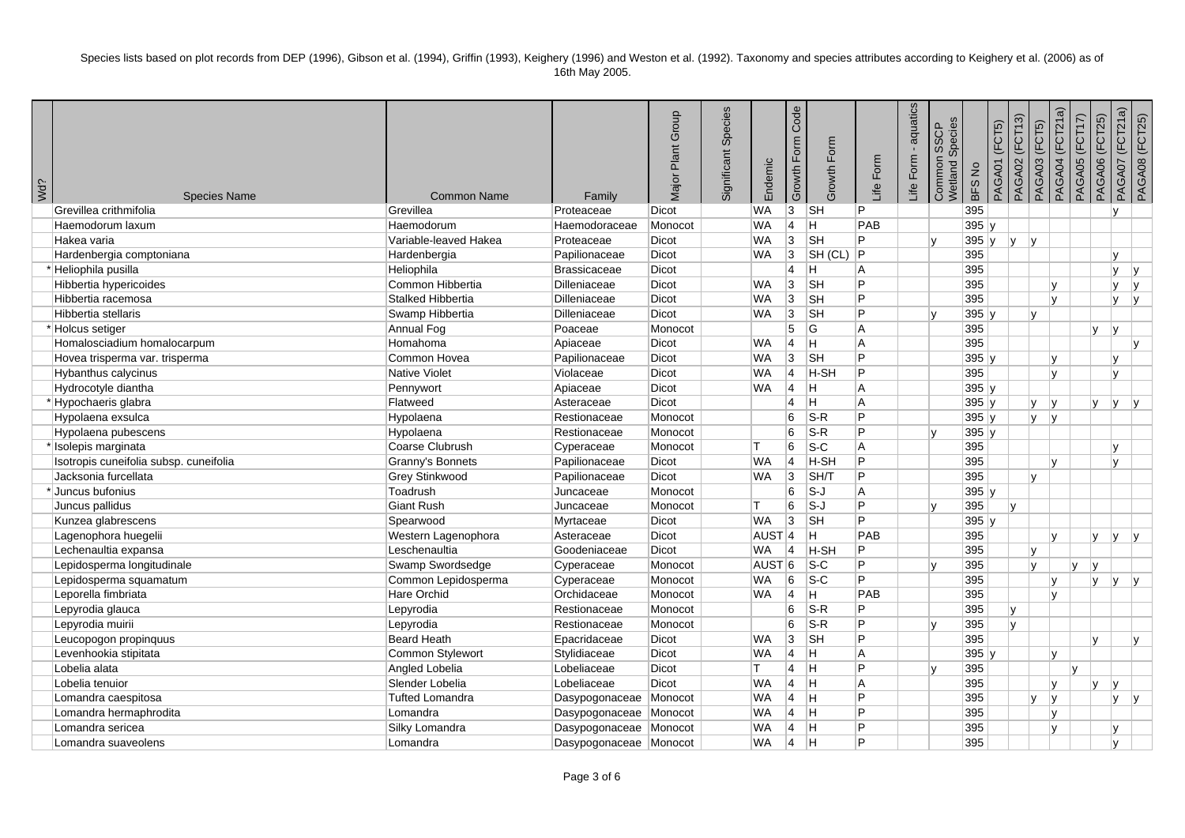Species lists based on plot records from DEP (1996), Gibson et al. (1994), Griffin (1993), Keighery (1996) and Weston et al. (1992). Taxonomy and species attributes according to Keighery et al. (2006) as of 16th May 2005.

| Wd? | Species Name | Common Name | Family | Major Plant Group | Significant Species | Endemic | Growth Form Code | Growth Form | Life Form | Life Form - aquatics | Common SSCP Wetland Species | BFS No | PAGA01 (FCT5) | PAGA02 (FCT13) | PAGA03 (FCT5) | PAGA04 (FCT21a) | PAGA05 (FCT17) | PAGA06 (FCT25) | PAGA07 (FCT21a) | PAGA08 (FCT25) |
|---|---|---|---|---|---|---|---|---|---|---|---|---|---|---|---|---|---|---|---|---|
| | Grevillea crithmifolia | Grevillea | Proteaceae | Dicot | | WA | 3 | SH | P | | | 395 | | | | | | | y | |
| | Haemodorum laxum | Haemodorum | Haemodoraceae | Monocot | | WA | 4 | H | PAB | | | 395 | y | | | | | | | |
| | Hakea varia | Variable-leaved Hakea | Proteaceae | Dicot | | WA | 3 | SH | P | | y | 395 | y | y | y | | | | | |
| | Hardenbergia comptoniana | Hardenbergia | Papilionaceae | Dicot | | WA | 3 | SH (CL) | P | | | 395 | | | | | | | y | |
| * | Heliophila pusilla | Heliophila | Brassicaceae | Dicot | | | 4 | H | A | | | 395 | | | | | | | y | y |
| | Hibbertia hypericoides | Common Hibbertia | Dilleniaceae | Dicot | | WA | 3 | SH | P | | | 395 | | | | y | | | y | y |
| | Hibbertia racemosa | Stalked Hibbertia | Dilleniaceae | Dicot | | WA | 3 | SH | P | | | 395 | | | | y | | | y | y |
| | Hibbertia stellaris | Swamp Hibbertia | Dilleniaceae | Dicot | | WA | 3 | SH | P | | y | 395 | y | | y | | | | | |
| * | Holcus setiger | Annual Fog | Poaceae | Monocot | | | 5 | G | A | | | 395 | | | | | | y | y | |
| | Homalosciadium homalocarpum | Homahoma | Apiaceae | Dicot | | WA | 4 | H | A | | | 395 | | | | | | | | y |
| | Hovea trisperma var. trisperma | Common Hovea | Papilionaceae | Dicot | | WA | 3 | SH | P | | | 395 | y | | | y | | | y | |
| | Hybanthus calycinus | Native Violet | Violaceae | Dicot | | WA | 4 | H-SH | P | | | 395 | | | | y | | | y | |
| | Hydrocotyle diantha | Pennywort | Apiaceae | Dicot | | WA | 4 | H | A | | | 395 | y | | | | | | | |
| * | Hypochaeris glabra | Flatweed | Asteraceae | Dicot | | | 4 | H | A | | | 395 | y | | y | y | | y | y | y |
| | Hypolaena exsulca | Hypolaena | Restionaceae | Monocot | | | 6 | S-R | P | | | 395 | y | | y | y | | | | |
| | Hypolaena pubescens | Hypolaena | Restionaceae | Monocot | | | 6 | S-R | P | | y | 395 | y | | | | | | | |
| * | Isolepis marginata | Coarse Clubrush | Cyperaceae | Monocot | | T | 6 | S-C | A | | | 395 | | | | | | | y | |
| | Isotropis cuneifolia subsp. cuneifolia | Granny's Bonnets | Papilionaceae | Dicot | | WA | 4 | H-SH | P | | | 395 | | | | y | | | y | |
| | Jacksonia furcellata | Grey Stinkwood | Papilionaceae | Dicot | | WA | 3 | SH/T | P | | | 395 | | | y | | | | | |
| * | Juncus bufonius | Toadrush | Juncaceae | Monocot | | | 6 | S-J | A | | | 395 | y | | | | | | | |
| | Juncus pallidus | Giant Rush | Juncaceae | Monocot | | T | 6 | S-J | P | | y | 395 | | y | | | | | | |
| | Kunzea glabrescens | Spearwood | Myrtaceae | Dicot | | WA | 3 | SH | P | | | 395 | y | | | | | | | |
| | Lagenophora huegelii | Western Lagenophora | Asteraceae | Dicot | | AUST | 4 | H | PAB | | | 395 | | | | y | | y | y | y |
| | Lechenaultia expansa | Leschenaultia | Goodeniaceae | Dicot | | WA | 4 | H-SH | P | | | 395 | | | y | | | | | |
| | Lepidosperma longitudinale | Swamp Swordsedge | Cyperaceae | Monocot | | AUST | 6 | S-C | P | | y | 395 | | | y | | y | y | | |
| | Lepidosperma squamatum | Common Lepidosperma | Cyperaceae | Monocot | | WA | 6 | S-C | P | | | 395 | | | | y | | y | y | y |
| | Leporella fimbriata | Hare Orchid | Orchidaceae | Monocot | | WA | 4 | H | PAB | | | 395 | | | | y | | | | |
| | Lepyrodia glauca | Lepyrodia | Restionaceae | Monocot | | | 6 | S-R | P | | | 395 | | y | | | | | | |
| | Lepyrodia muirii | Lepyrodia | Restionaceae | Monocot | | | 6 | S-R | P | | y | 395 | | y | | | | | | |
| | Leucopogon propinquus | Beard Heath | Epacridaceae | Dicot | | WA | 3 | SH | P | | | 395 | | | | | | y | | y |
| | Levenhookia stipitata | Common Stylewort | Stylidiaceae | Dicot | | WA | 4 | H | A | | | 395 | y | | | y | | | | |
| | Lobelia alata | Angled Lobelia | Lobeliaceae | Dicot | | T | 4 | H | P | | y | 395 | | | | | y | | | |
| | Lobelia tenuior | Slender Lobelia | Lobeliaceae | Dicot | | WA | 4 | H | A | | | 395 | | | | y | | y | y | |
| | Lomandra caespitosa | Tufted Lomandra | Dasypogonaceae | Monocot | | WA | 4 | H | P | | | 395 | | | y | y | | | y | y |
| | Lomandra hermaphrodita | Lomandra | Dasypogonaceae | Monocot | | WA | 4 | H | P | | | 395 | | | | y | | | | |
| | Lomandra sericea | Silky Lomandra | Dasypogonaceae | Monocot | | WA | 4 | H | P | | | 395 | | | | y | | | y | |
| | Lomandra suaveolens | Lomandra | Dasypogonaceae | Monocot | | WA | 4 | H | P | | | 395 | | | | | | | y | |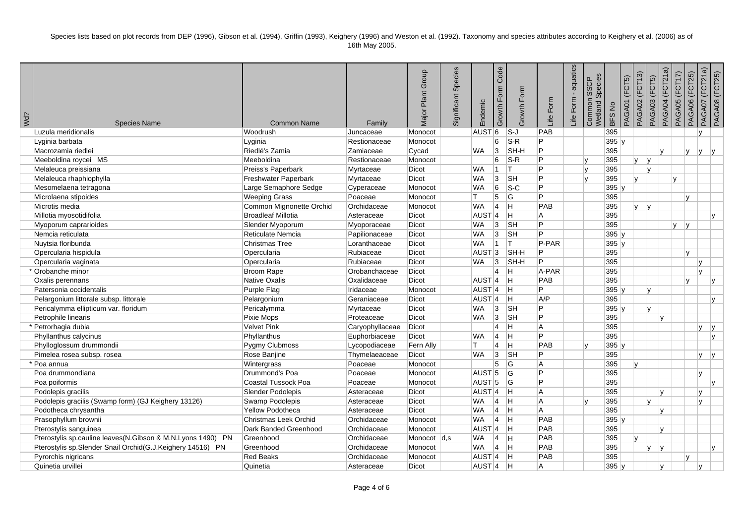Species lists based on plot records from DEP (1996), Gibson et al. (1994), Griffin (1993), Keighery (1996) and Weston et al. (1992). Taxonomy and species attributes according to Keighery et al. (2006) as of 16th May 2005.

| Wd? | Species Name | Common Name | Family | Major Plant Group | Significant Species | Endemic | Growth Form Code | Growth Form | Life Form | Life Form - aquatics | Common SSCP Wetland Species | BFS No | PAGA01 (FCT5) | PAGA02 (FCT13) | PAGA03 (FCT5) | PAGA04 (FCT21a) | PAGA05 (FCT17) | PAGA06 (FCT25) | PAGA07 (FCT21a) | PAGA08 (FCT25) |
|---|---|---|---|---|---|---|---|---|---|---|---|---|---|---|---|---|---|---|---|---|
| | Luzula meridionalis | Woodrush | Juncaceae | Monocot | | AUST | 6 | S-J | PAB | | | 395 | | | | | | | y | |
| | Lyginia barbata | Lyginia | Restionaceae | Monocot | | | 6 | S-R | P | | | 395 | y | | | | | | | |
| | Macrozamia riedlei | Riedlé's Zamia | Zamiaceae | Cycad | | WA | 3 | SH-H | P | | | 395 | | | | y | | y | y | y |
| | Meeboldina roycei MS | Meeboldina | Restionaceae | Monocot | | | 6 | S-R | P | | y | 395 | | y | y | | | | | |
| | Melaleuca preissiana | Preiss's Paperbark | Myrtaceae | Dicot | | WA | 1 | T | P | | y | 395 | | | y | | | | | |
| | Melaleuca rhaphiophylla | Freshwater Paperbark | Myrtaceae | Dicot | | WA | 3 | SH | P | | y | 395 | | y | | | y | | | |
| | Mesomelaena tetragona | Large Semaphore Sedge | Cyperaceae | Monocot | | WA | 6 | S-C | P | | | 395 | y | | | | | | | |
| | Microlaena stipoides | Weeping Grass | Poaceae | Monocot | | T | 5 | G | P | | | 395 | | | | | | y | | |
| | Microtis media | Common Mignonette Orchid | Orchidaceae | Monocot | | WA | 4 | H | PAB | | | 395 | | y | y | | | | | |
| | Millotia myosotidifolia | Broadleaf Millotia | Asteraceae | Dicot | | AUST | 4 | H | A | | | 395 | | | | | | | | y |
| | Myoporum caprarioides | Slender Myoporum | Myoporaceae | Dicot | | WA | 3 | SH | P | | | 395 | | | | | y | y | | |
| | Nemcia reticulata | Reticulate Nemcia | Papilionaceae | Dicot | | WA | 3 | SH | P | | | 395 | y | | | | | | | |
| | Nuytsia floribunda | Christmas Tree | Loranthaceae | Dicot | | WA | 1 | T | P-PAR | | | 395 | y | | | | | | | |
| | Opercularia hispidula | Opercularia | Rubiaceae | Dicot | | AUST | 3 | SH-H | P | | | 395 | | | | | | y | | |
| | Opercularia vaginata | Opercularia | Rubiaceae | Dicot | | WA | 3 | SH-H | P | | | 395 | | | | | | | y | |
| * | Orobanche minor | Broom Rape | Orobanchaceae | Dicot | | | 4 | H | A-PAR | | | 395 | | | | | | | y | |
| | Oxalis perennans | Native Oxalis | Oxalidaceae | Dicot | | AUST | 4 | H | PAB | | | 395 | | | | | | y | | y |
| | Patersonia occidentalis | Purple Flag | Iridaceae | Monocot | | AUST | 4 | H | P | | | 395 | y | | y | | | | | |
| | Pelargonium littorale subsp. littorale | Pelargonium | Geraniaceae | Dicot | | AUST | 4 | H | A/P | | | 395 | | | | | | | | y |
| | Pericalymma ellipticum var. floridum | Pericalymma | Myrtaceae | Dicot | | WA | 3 | SH | P | | | 395 | y | | y | | | | | |
| | Petrophile linearis | Pixie Mops | Proteaceae | Dicot | | WA | 3 | SH | P | | | 395 | | | | y | | | | |
| * | Petrorhagia dubia | Velvet Pink | Caryophyllaceae | Dicot | | | 4 | H | A | | | 395 | | | | | | | y | y |
| | Phyllanthus calycinus | Phyllanthus | Euphorbiaceae | Dicot | | WA | 4 | H | P | | | 395 | | | | | | | | y |
| | Phylloglossum drummondii | Pygmy Clubmoss | Lycopodiaceae | Fern Ally | | T | 4 | H | PAB | | y | 395 | y | | | | | | | |
| | Pimelea rosea subsp. rosea | Rose Banjine | Thymelaeaceae | Dicot | | WA | 3 | SH | P | | | 395 | | | | | | | y | y |
| * | Poa annua | Wintergrass | Poaceae | Monocot | | | 5 | G | A | | | 395 | | y | | | | | | |
| | Poa drummondiana | Drummond's Poa | Poaceae | Monocot | | AUST | 5 | G | P | | | 395 | | | | | | | y | |
| | Poa poiformis | Coastal Tussock Poa | Poaceae | Monocot | | AUST | 5 | G | P | | | 395 | | | | | | | | y |
| | Podolepis gracilis | Slender Podolepis | Asteraceae | Dicot | | AUST | 4 | H | A | | | 395 | | | | y | | | y | |
| | Podolepis gracilis (Swamp form) (GJ Keighery 13126) | Swamp Podolepis | Asteraceae | Dicot | | WA | 4 | H | A | | y | 395 | | | y | | | | y | |
| | Podotheca chrysantha | Yellow Podotheca | Asteraceae | Dicot | | WA | 4 | H | A | | | 395 | | | | y | | | | |
| | Prasophyllum brownii | Christmas Leek Orchid | Orchidaceae | Monocot | | WA | 4 | H | PAB | | | 395 | y | | | | | | | |
| | Pterostylis sanguinea | Dark Banded Greenhood | Orchidaceae | Monocot | | AUST | 4 | H | PAB | | | 395 | | | | y | | | | |
| | Pterostylis sp.cauline leaves(N.Gibson & M.N.Lyons 1490) PN | Greenhood | Orchidaceae | Monocot | d,s | WA | 4 | H | PAB | | | 395 | | y | | | | | | |
| | Pterostylis sp.Slender Snail Orchid(G.J.Keighery 14516) PN | Greenhood | Orchidaceae | Monocot | | WA | 4 | H | PAB | | | 395 | | | y | y | | | | y |
| | Pyrorchis nigricans | Red Beaks | Orchidaceae | Monocot | | AUST | 4 | H | PAB | | | 395 | | | | | | y | | |
| | Quinetia urvillei | Quinetia | Asteraceae | Dicot | | AUST | 4 | H | A | | | 395 | y | | | y | | | y | |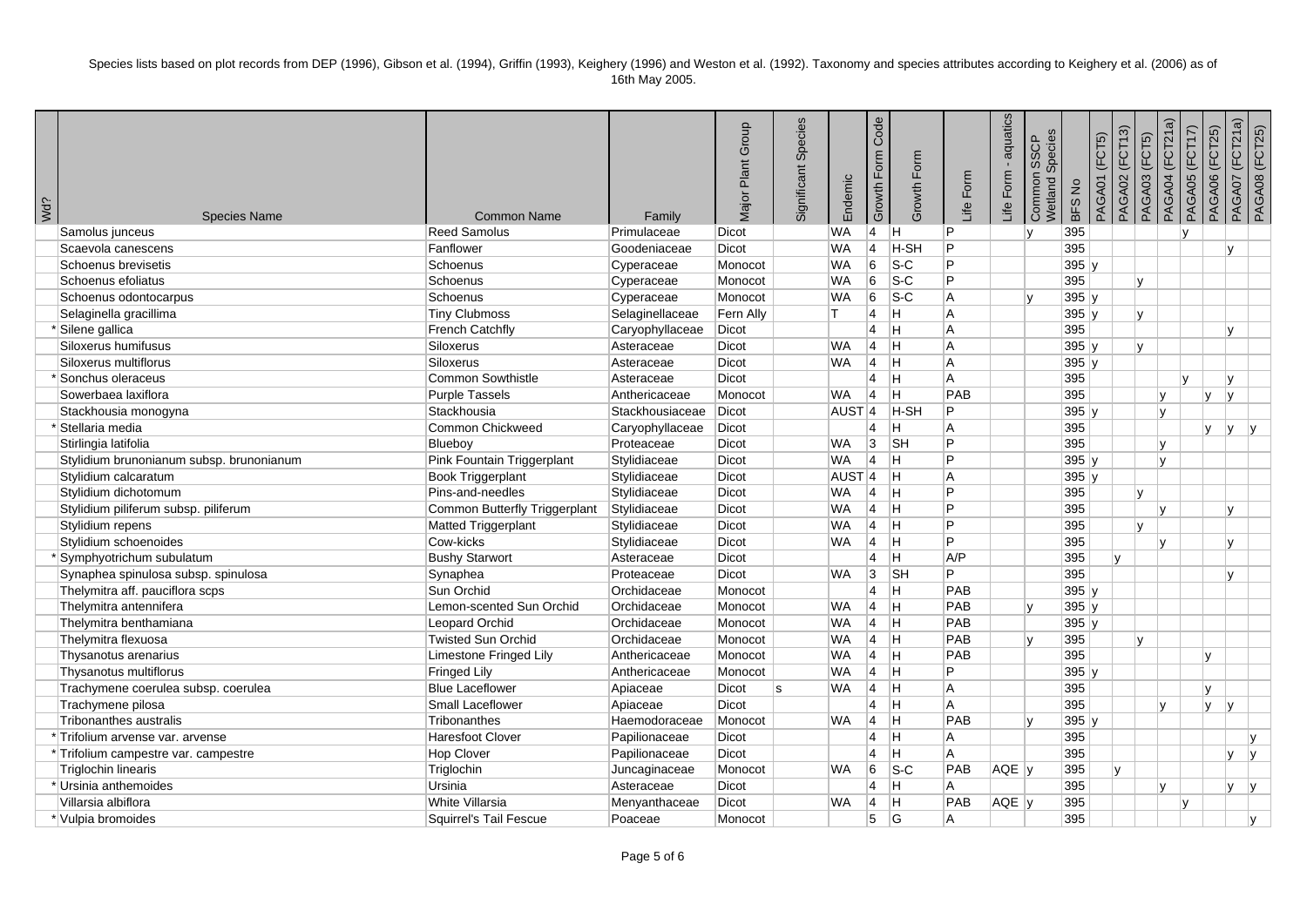Species lists based on plot records from DEP (1996), Gibson et al. (1994), Griffin (1993), Keighery (1996) and Weston et al. (1992). Taxonomy and species attributes according to Keighery et al. (2006) as of 16th May 2005.

| Wd? | Species Name | Common Name | Family | Major Plant Group | Significant Species | Endemic | Growth Form Code | Growth Form | Life Form | Life Form - aquatics | Common SSCP Wetland Species | BFS No | PAGA01 (FCT5) | PAGA02 (FCT13) | PAGA03 (FCT5) | PAGA04 (FCT21a) | PAGA05 (FCT17) | PAGA06 (FCT25) | PAGA07 (FCT21a) | PAGA08 (FCT25) |
|---|---|---|---|---|---|---|---|---|---|---|---|---|---|---|---|---|---|---|---|---|
| | Samolus junceus | Reed Samolus | Primulaceae | Dicot | | WA | 4 | H | P | | y | 395 | | | | | y | | | |
| | Scaevola canescens | Fanflower | Goodeniaceae | Dicot | | WA | 4 | H-SH | P | | | 395 | | | | | | | y | |
| | Schoenus brevisetis | Schoenus | Cyperaceae | Monocot | | WA | 6 | S-C | P | | | 395 | y | | | | | | | |
| | Schoenus efoliatus | Schoenus | Cyperaceae | Monocot | | WA | 6 | S-C | P | | | 395 | | | y | | | | | |
| | Schoenus odontocarpus | Schoenus | Cyperaceae | Monocot | | WA | 6 | S-C | A | | y | 395 | y | | | | | | | |
| | Selaginella gracillima | Tiny Clubmoss | Selaginellaceae | Fern Ally | | T | 4 | H | A | | | 395 | y | | y | | | | | |
| * | Silene gallica | French Catchfly | Caryophyllaceae | Dicot | | | 4 | H | A | | | 395 | | | | | | | y | |
| | Siloxerus humifusus | Siloxerus | Asteraceae | Dicot | | WA | 4 | H | A | | | 395 | y | | y | | | | | |
| | Siloxerus multiflorus | Siloxerus | Asteraceae | Dicot | | WA | 4 | H | A | | | 395 | y | | | | | | | |
| * | Sonchus oleraceus | Common Sowthistle | Asteraceae | Dicot | | | 4 | H | A | | | 395 | | | | | y | | y | |
| | Sowerbaea laxiflora | Purple Tassels | Anthericaceae | Monocot | | WA | 4 | H | PAB | | | 395 | | | | y | | y | y | |
| | Stackhousia monogyna | Stackhousia | Stackhousiaceae | Dicot | | AUST | 4 | H-SH | P | | | 395 | y | | | y | | | | |
| * | Stellaria media | Common Chickweed | Caryophyllaceae | Dicot | | | 4 | H | A | | | 395 | | | | | | y | y | y |
| | Stirlingia latifolia | Blueboy | Proteaceae | Dicot | | WA | 3 | SH | P | | | 395 | | | | y | | | | |
| | Stylidium brunonianum subsp. brunonianum | Pink Fountain Triggerplant | Stylidiaceae | Dicot | | WA | 4 | H | P | | | 395 | y | | | y | | | | |
| | Stylidium calcaratum | Book Triggerplant | Stylidiaceae | Dicot | | AUST | 4 | H | A | | | 395 | y | | | | | | | |
| | Stylidium dichotomum | Pins-and-needles | Stylidiaceae | Dicot | | WA | 4 | H | P | | | 395 | | | y | | | | | |
| | Stylidium piliferum subsp. piliferum | Common Butterfly Triggerplant | Stylidiaceae | Dicot | | WA | 4 | H | P | | | 395 | | | | y | | | y | |
| | Stylidium repens | Matted Triggerplant | Stylidiaceae | Dicot | | WA | 4 | H | P | | | 395 | | | y | | | | | |
| | Stylidium schoenoides | Cow-kicks | Stylidiaceae | Dicot | | WA | 4 | H | P | | | 395 | | | | y | | | y | |
| * | Symphyotrichum subulatum | Bushy Starwort | Asteraceae | Dicot | | | 4 | H | A/P | | | 395 | | y | | | | | | |
| | Synaphea spinulosa subsp. spinulosa | Synaphea | Proteaceae | Dicot | | WA | 3 | SH | P | | | 395 | | | | | | | y | |
| | Thelymitra aff. pauciflora scps | Sun Orchid | Orchidaceae | Monocot | | | 4 | H | PAB | | | 395 | y | | | | | | | |
| | Thelymitra antennifera | Lemon-scented Sun Orchid | Orchidaceae | Monocot | | WA | 4 | H | PAB | | y | 395 | y | | | | | | | |
| | Thelymitra benthamiana | Leopard Orchid | Orchidaceae | Monocot | | WA | 4 | H | PAB | | | 395 | y | | | | | | | |
| | Thelymitra flexuosa | Twisted Sun Orchid | Orchidaceae | Monocot | | WA | 4 | H | PAB | | y | 395 | | | y | | | | | |
| | Thysanotus arenarius | Limestone Fringed Lily | Anthericaceae | Monocot | | WA | 4 | H | PAB | | | 395 | | | | | | y | | |
| | Thysanotus multiflorus | Fringed Lily | Anthericaceae | Monocot | | WA | 4 | H | P | | | 395 | y | | | | | | | |
| | Trachymene coerulea subsp. coerulea | Blue Laceflower | Apiaceae | Dicot | s | WA | 4 | H | A | | | 395 | | | | | y | | | |
| | Trachymene pilosa | Small Laceflower | Apiaceae | Dicot | | | 4 | H | A | | | 395 | | | | y | | y | y | |
| | Tribonanthes australis | Tribonanthes | Haemodoraceae | Monocot | | WA | 4 | H | PAB | | y | 395 | y | | | | | | | |
| * | Trifolium arvense var. arvense | Haresfoot Clover | Papilionaceae | Dicot | | | 4 | H | A | | | 395 | | | | | | | | y |
| * | Trifolium campestre var. campestre | Hop Clover | Papilionaceae | Dicot | | | 4 | H | A | | | 395 | | | | | | | y | y |
| | Triglochin linearis | Triglochin | Juncaginaceae | Monocot | | WA | 6 | S-C | PAB | AQE | y | 395 | | y | | | | | | |
| * | Ursinia anthemoides | Ursinia | Asteraceae | Dicot | | | 4 | H | A | | | 395 | | | | y | | | y | y |
| | Villarsia albiflora | White Villarsia | Menyanthaceae | Dicot | | WA | 4 | H | PAB | AQE | y | 395 | | | | | y | | | |
| * | Vulpia bromoides | Squirrel's Tail Fescue | Poaceae | Monocot | | | 5 | G | A | | | 395 | | | | | | | | y |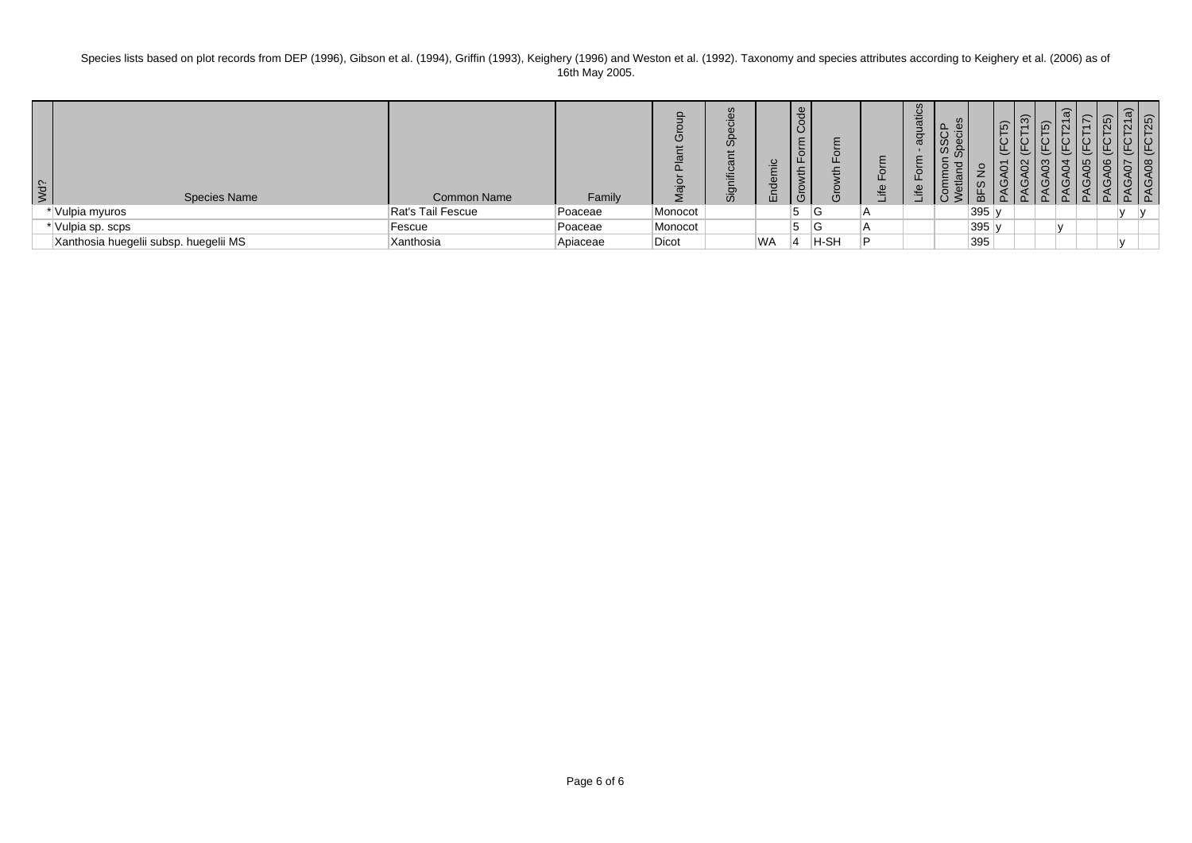Species lists based on plot records from DEP (1996), Gibson et al. (1994), Griffin (1993), Keighery (1996) and Weston et al. (1992). Taxonomy and species attributes according to Keighery et al. (2006) as of 16th May 2005.

| Wd? | Species Name | Common Name | Family | Major Plant Group | Significant Species | Endemic | Growth Form Code | Growth Form | Life Form | Life Form - aquatics | Common SSCP Wetland Species | BFS No | PAGA01 (FCT5) | PAGA02 (FCT13) | PAGA03 (FCT5) | PAGA04 (FCT21a) | PAGA05 (FCT17) | PAGA06 (FCT25) | PAGA07 (FCT21a) | PAGA08 (FCT25) |
|---|---|---|---|---|---|---|---|---|---|---|---|---|---|---|---|---|---|---|---|---|
| * | Vulpia myuros | Rat's Tail Fescue | Poaceae | Monocot | | | 5 | G | A | | | 395 | y | | | | | | y | y |
| * | Vulpia sp. scps | Fescue | Poaceae | Monocot | | | 5 | G | A | | | 395 | y | | | y | | | | |
| | Xanthosia huegelii subsp. huegelii MS | Xanthosia | Apiaceae | Dicot | | WA | 4 | H-SH | P | | | 395 | | | | | | | y | |